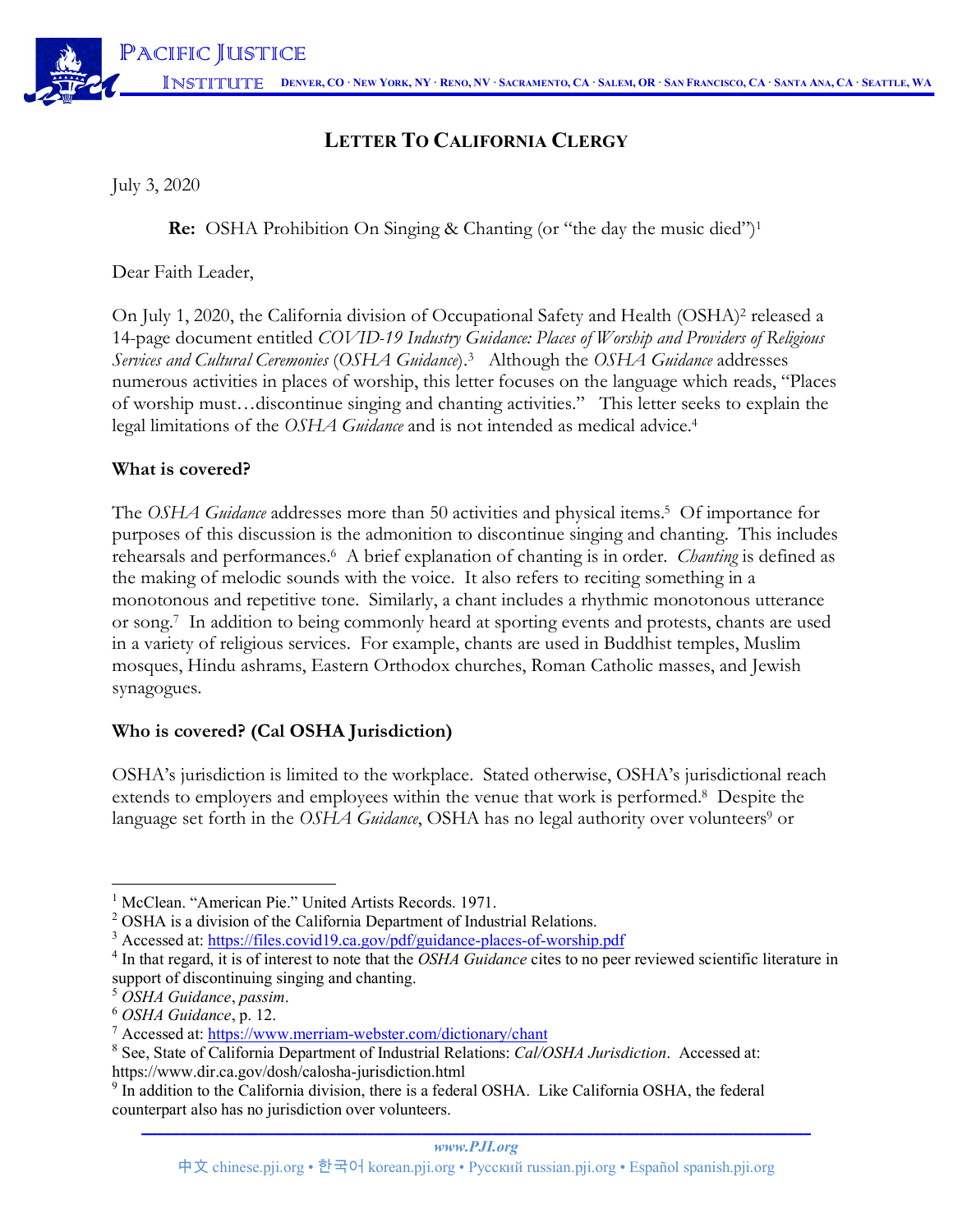# Letter To California Clergy

July 3, 2020

**Re:** OSHA Prohibition On Singing & Chanting (or "the day the music died")[1]

Dear Faith Leader,

On July 1, 2020, the California division of Occupational Safety and Health (OSHA)[2] released a 14-page document entitled *COVID-19 Industry Guidance: Places of Worship and Providers of Religious Services and Cultural Ceremonies* (*OSHA Guidance*).[3] Although the *OSHA Guidance* addresses numerous activities in places of worship, this letter focuses on the language which reads, "Places of worship must…discontinue singing and chanting activities." This letter seeks to explain the legal limitations of the *OSHA Guidance* and is not intended as medical advice.[4]

## What is covered?

The *OSHA Guidance* addresses more than 50 activities and physical items.[5] Of importance for purposes of this discussion is the admonition to discontinue singing and chanting. This includes rehearsals and performances.[6] A brief explanation of chanting is in order. *Chanting* is defined as the making of melodic sounds with the voice. It also refers to reciting something in a monotonous and repetitive tone. Similarly, a chant includes a rhythmic monotonous utterance or song.[7] In addition to being commonly heard at sporting events and protests, chants are used in a variety of religious services. For example, chants are used in Buddhist temples, Muslim mosques, Hindu ashrams, Eastern Orthodox churches, Roman Catholic masses, and Jewish synagogues.

## Who is covered? (Cal OSHA Jurisdiction)

OSHA's jurisdiction is limited to the workplace. Stated otherwise, OSHA's jurisdictional reach extends to employers and employees within the venue that work is performed.[8] Despite the language set forth in the *OSHA Guidance*, OSHA has no legal authority over volunteers[9] or

---

[1] McClean. "American Pie." United Artists Records. 1971.

[2] OSHA is a division of the California Department of Industrial Relations.

[3] Accessed at: https://files.covid19.ca.gov/pdf/guidance-places-of-worship.pdf

[4] In that regard, it is of interest to note that the *OSHA Guidance* cites to no peer reviewed scientific literature in support of discontinuing singing and chanting.

[5] *OSHA Guidance*, *passim*.

[6] *OSHA Guidance*, p. 12.

[7] Accessed at: https://www.merriam-webster.com/dictionary/chant

[8] See, State of California Department of Industrial Relations: *Cal/OSHA Jurisdiction*. Accessed at: https://www.dir.ca.gov/dosh/calosha-jurisdiction.html

[9] In addition to the California division, there is a federal OSHA. Like California OSHA, the federal counterpart also has no jurisdiction over volunteers.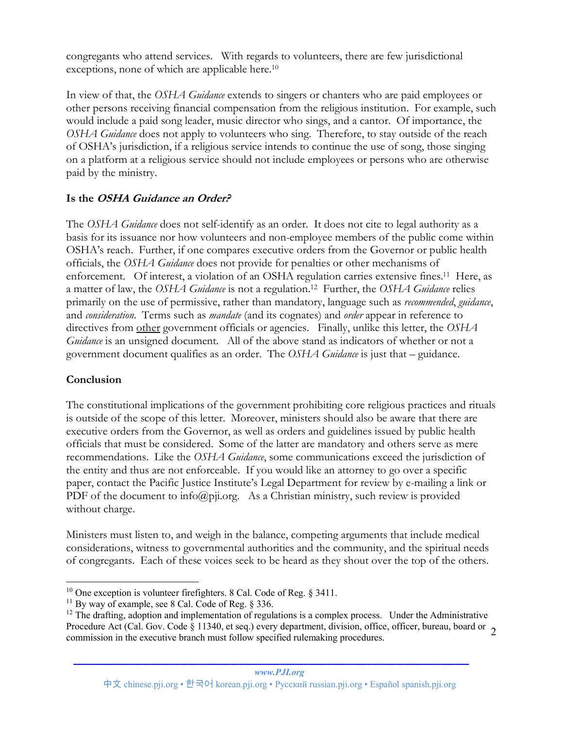congregants who attend services. With regards to volunteers, there are few jurisdictional exceptions, none of which are applicable here.[10]

In view of that, the *OSHA Guidance* extends to singers or chanters who are paid employees or other persons receiving financial compensation from the religious institution. For example, such would include a paid song leader, music director who sings, and a cantor. Of importance, the *OSHA Guidance* does not apply to volunteers who sing. Therefore, to stay outside of the reach of OSHA's jurisdiction, if a religious service intends to continue the use of song, those singing on a platform at a religious service should not include employees or persons who are otherwise paid by the ministry.

## Is the *OSHA Guidance* an Order?

The *OSHA Guidance* does not self-identify as an order. It does not cite to legal authority as a basis for its issuance nor how volunteers and non-employee members of the public come within OSHA's reach. Further, if one compares executive orders from the Governor or public health officials, the *OSHA Guidance* does not provide for penalties or other mechanisms of enforcement. Of interest, a violation of an OSHA regulation carries extensive fines.[11] Here, as a matter of law, the *OSHA Guidance* is not a regulation.[12] Further, the *OSHA Guidance* relies primarily on the use of permissive, rather than mandatory, language such as *recommended*, *guidance*, and *consideration*. Terms such as *mandate* (and its cognates) and *order* appear in reference to directives from <u>other</u> government officials or agencies. Finally, unlike this letter, the *OSHA Guidance* is an unsigned document. All of the above stand as indicators of whether or not a government document qualifies as an order. The *OSHA Guidance* is just that – guidance.

## Conclusion

The constitutional implications of the government prohibiting core religious practices and rituals is outside of the scope of this letter. Moreover, ministers should also be aware that there are executive orders from the Governor, as well as orders and guidelines issued by public health officials that must be considered. Some of the latter are mandatory and others serve as mere recommendations. Like the *OSHA Guidance*, some communications exceed the jurisdiction of the entity and thus are not enforceable. If you would like an attorney to go over a specific paper, contact the Pacific Justice Institute's Legal Department for review by e-mailing a link or PDF of the document to info@pji.org. As a Christian ministry, such review is provided without charge.

Ministers must listen to, and weigh in the balance, competing arguments that include medical considerations, witness to governmental authorities and the community, and the spiritual needs of congregants. Each of these voices seek to be heard as they shout over the top of the others.

---

[10] One exception is volunteer firefighters. 8 Cal. Code of Reg. § 3411.

[11] By way of example, see 8 Cal. Code of Reg. § 336.

[12] The drafting, adoption and implementation of regulations is a complex process. Under the Administrative Procedure Act (Cal. Gov. Code § 11340, et seq.) every department, division, office, officer, bureau, board or commission in the executive branch must follow specified rulemaking procedures.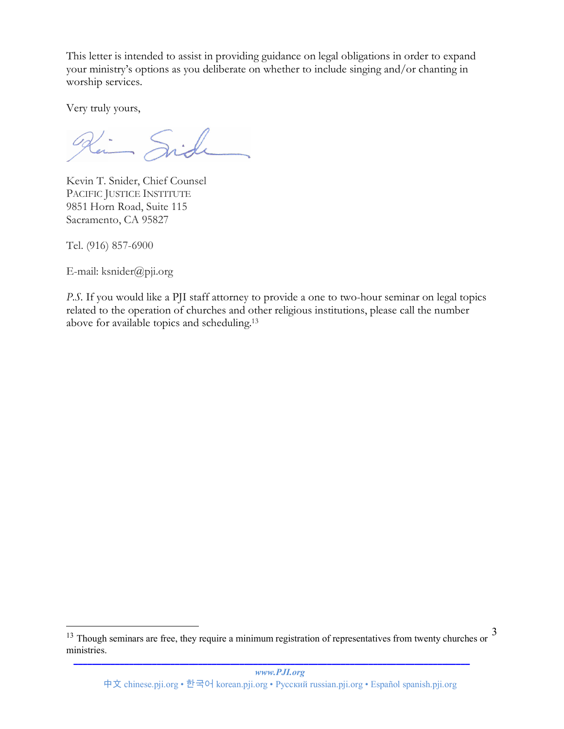This letter is intended to assist in providing guidance on legal obligations in order to expand your ministry's options as you deliberate on whether to include singing and/or chanting in worship services.

Very truly yours,

Kevin T. Snider, Chief Counsel
PACIFIC JUSTICE INSTITUTE
9851 Horn Road, Suite 115
Sacramento, CA 95827

Tel. (916) 857-6900

E-mail: ksnider@pji.org

*P.S.* If you would like a PJI staff attorney to provide a one to two-hour seminar on legal topics related to the operation of churches and other religious institutions, please call the number above for available topics and scheduling.[13]

---

[13] Though seminars are free, they require a minimum registration of representatives from twenty churches or ministries.

*www.PJI.org*

中文 chinese.pji.org • 한국어 korean.pji.org • Русский russian.pji.org • Español spanish.pji.org